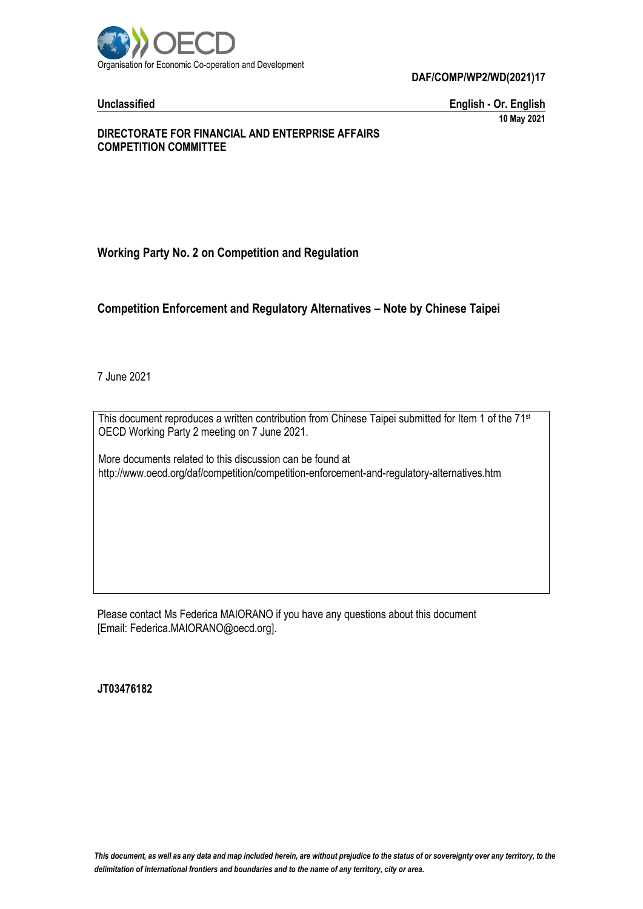Organisation for Economic Co-operation and Development

**DAF/COMP/WP2/WD(2021)17**

**Unclassified** **English - Or. English**

**10 May 2021**

**DIRECTORATE FOR FINANCIAL AND ENTERPRISE AFFAIRS**
**COMPETITION COMMITTEE**

**Working Party No. 2 on Competition and Regulation**

**Competition Enforcement and Regulatory Alternatives – Note by Chinese Taipei**

7 June 2021

This document reproduces a written contribution from Chinese Taipei submitted for Item 1 of the 71st OECD Working Party 2 meeting on 7 June 2021.

More documents related to this discussion can be found at
http://www.oecd.org/daf/competition/competition-enforcement-and-regulatory-alternatives.htm

Please contact Ms Federica MAIORANO if you have any questions about this document [Email: Federica.MAIORANO@oecd.org].

**JT03476182**

***This document, as well as any data and map included herein, are without prejudice to the status of or sovereignty over any territory, to the delimitation of international frontiers and boundaries and to the name of any territory, city or area.***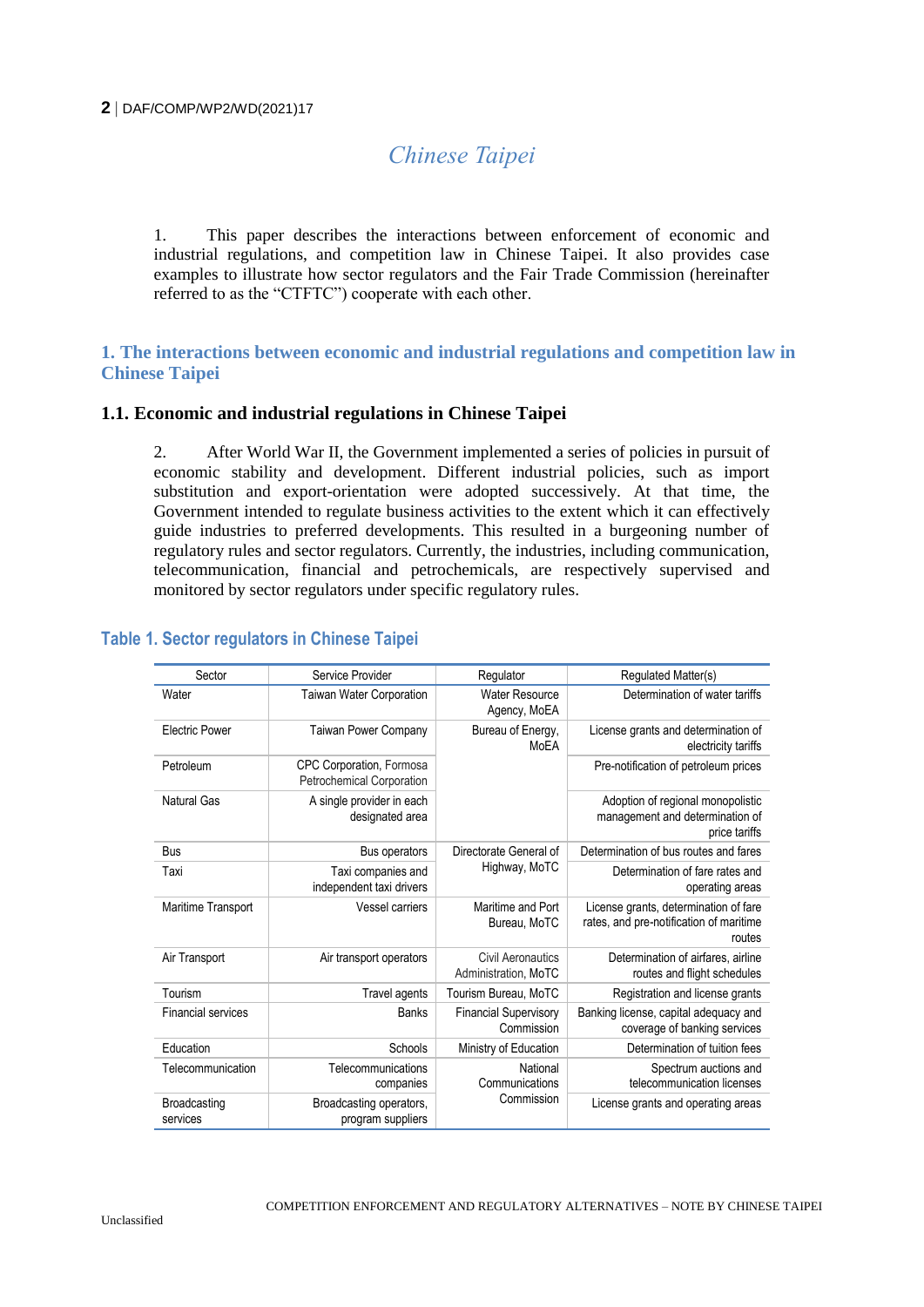# Chinese Taipei

1. This paper describes the interactions between enforcement of economic and industrial regulations, and competition law in Chinese Taipei. It also provides case examples to illustrate how sector regulators and the Fair Trade Commission (hereinafter referred to as the "CTFTC") cooperate with each other.

## 1. The interactions between economic and industrial regulations and competition law in Chinese Taipei

### 1.1. Economic and industrial regulations in Chinese Taipei

2. After World War II, the Government implemented a series of policies in pursuit of economic stability and development. Different industrial policies, such as import substitution and export-orientation were adopted successively. At that time, the Government intended to regulate business activities to the extent which it can effectively guide industries to preferred developments. This resulted in a burgeoning number of regulatory rules and sector regulators. Currently, the industries, including communication, telecommunication, financial and petrochemicals, are respectively supervised and monitored by sector regulators under specific regulatory rules.

**Table 1. Sector regulators in Chinese Taipei**

| Sector | Service Provider | Regulator | Regulated Matter(s) |
|---|---|---|---|
| Water | Taiwan Water Corporation | Water Resource Agency, MoEA | Determination of water tariffs |
| Electric Power | Taiwan Power Company | Bureau of Energy, MoEA | License grants and determination of electricity tariffs |
| Petroleum | CPC Corporation, Formosa Petrochemical Corporation | | Pre-notification of petroleum prices |
| Natural Gas | A single provider in each designated area | | Adoption of regional monopolistic management and determination of price tariffs |
| Bus | Bus operators | Directorate General of Highway, MoTC | Determination of bus routes and fares |
| Taxi | Taxi companies and independent taxi drivers | | Determination of fare rates and operating areas |
| Maritime Transport | Vessel carriers | Maritime and Port Bureau, MoTC | License grants, determination of fare rates, and pre-notification of maritime routes |
| Air Transport | Air transport operators | Civil Aeronautics Administration, MoTC | Determination of airfares, airline routes and flight schedules |
| Tourism | Travel agents | Tourism Bureau, MoTC | Registration and license grants |
| Financial services | Banks | Financial Supervisory Commission | Banking license, capital adequacy and coverage of banking services |
| Education | Schools | Ministry of Education | Determination of tuition fees |
| Telecommunication | Telecommunications companies | National Communications Commission | Spectrum auctions and telecommunication licenses |
| Broadcasting services | Broadcasting operators, program suppliers | | License grants and operating areas |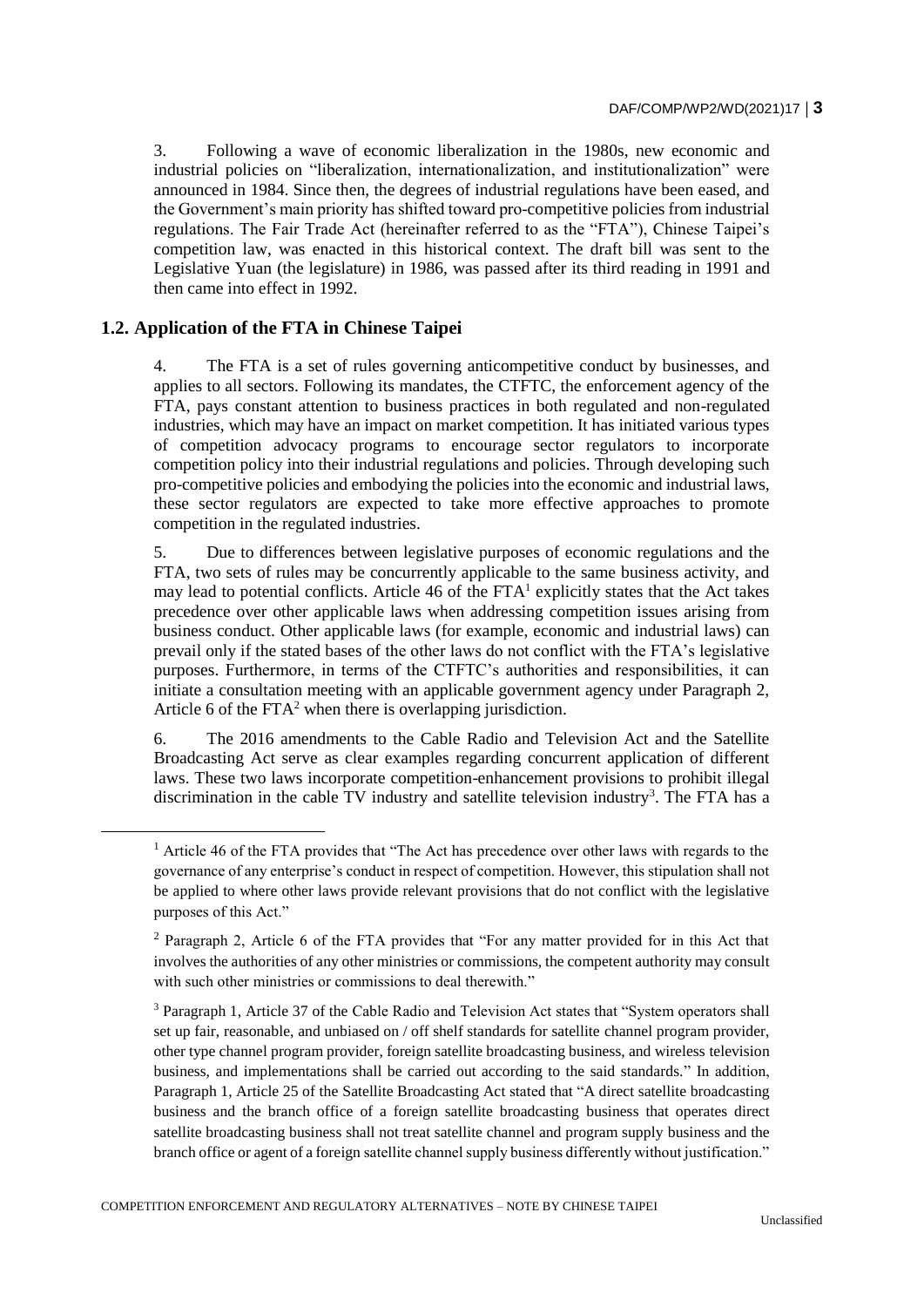3. Following a wave of economic liberalization in the 1980s, new economic and industrial policies on "liberalization, internationalization, and institutionalization" were announced in 1984. Since then, the degrees of industrial regulations have been eased, and the Government's main priority has shifted toward pro-competitive policies from industrial regulations. The Fair Trade Act (hereinafter referred to as the "FTA"), Chinese Taipei's competition law, was enacted in this historical context. The draft bill was sent to the Legislative Yuan (the legislature) in 1986, was passed after its third reading in 1991 and then came into effect in 1992.

## 1.2. Application of the FTA in Chinese Taipei

4. The FTA is a set of rules governing anticompetitive conduct by businesses, and applies to all sectors. Following its mandates, the CTFTC, the enforcement agency of the FTA, pays constant attention to business practices in both regulated and non-regulated industries, which may have an impact on market competition. It has initiated various types of competition advocacy programs to encourage sector regulators to incorporate competition policy into their industrial regulations and policies. Through developing such pro-competitive policies and embodying the policies into the economic and industrial laws, these sector regulators are expected to take more effective approaches to promote competition in the regulated industries.

5. Due to differences between legislative purposes of economic regulations and the FTA, two sets of rules may be concurrently applicable to the same business activity, and may lead to potential conflicts. Article 46 of the FTA[1] explicitly states that the Act takes precedence over other applicable laws when addressing competition issues arising from business conduct. Other applicable laws (for example, economic and industrial laws) can prevail only if the stated bases of the other laws do not conflict with the FTA's legislative purposes. Furthermore, in terms of the CTFTC's authorities and responsibilities, it can initiate a consultation meeting with an applicable government agency under Paragraph 2, Article 6 of the FTA[2] when there is overlapping jurisdiction.

6. The 2016 amendments to the Cable Radio and Television Act and the Satellite Broadcasting Act serve as clear examples regarding concurrent application of different laws. These two laws incorporate competition-enhancement provisions to prohibit illegal discrimination in the cable TV industry and satellite television industry[3]. The FTA has a

---

[1] Article 46 of the FTA provides that "The Act has precedence over other laws with regards to the governance of any enterprise's conduct in respect of competition. However, this stipulation shall not be applied to where other laws provide relevant provisions that do not conflict with the legislative purposes of this Act."

[2] Paragraph 2, Article 6 of the FTA provides that "For any matter provided for in this Act that involves the authorities of any other ministries or commissions, the competent authority may consult with such other ministries or commissions to deal therewith."

[3] Paragraph 1, Article 37 of the Cable Radio and Television Act states that "System operators shall set up fair, reasonable, and unbiased on / off shelf standards for satellite channel program provider, other type channel program provider, foreign satellite broadcasting business, and wireless television business, and implementations shall be carried out according to the said standards." In addition, Paragraph 1, Article 25 of the Satellite Broadcasting Act stated that "A direct satellite broadcasting business and the branch office of a foreign satellite broadcasting business that operates direct satellite broadcasting business shall not treat satellite channel and program supply business and the branch office or agent of a foreign satellite channel supply business differently without justification."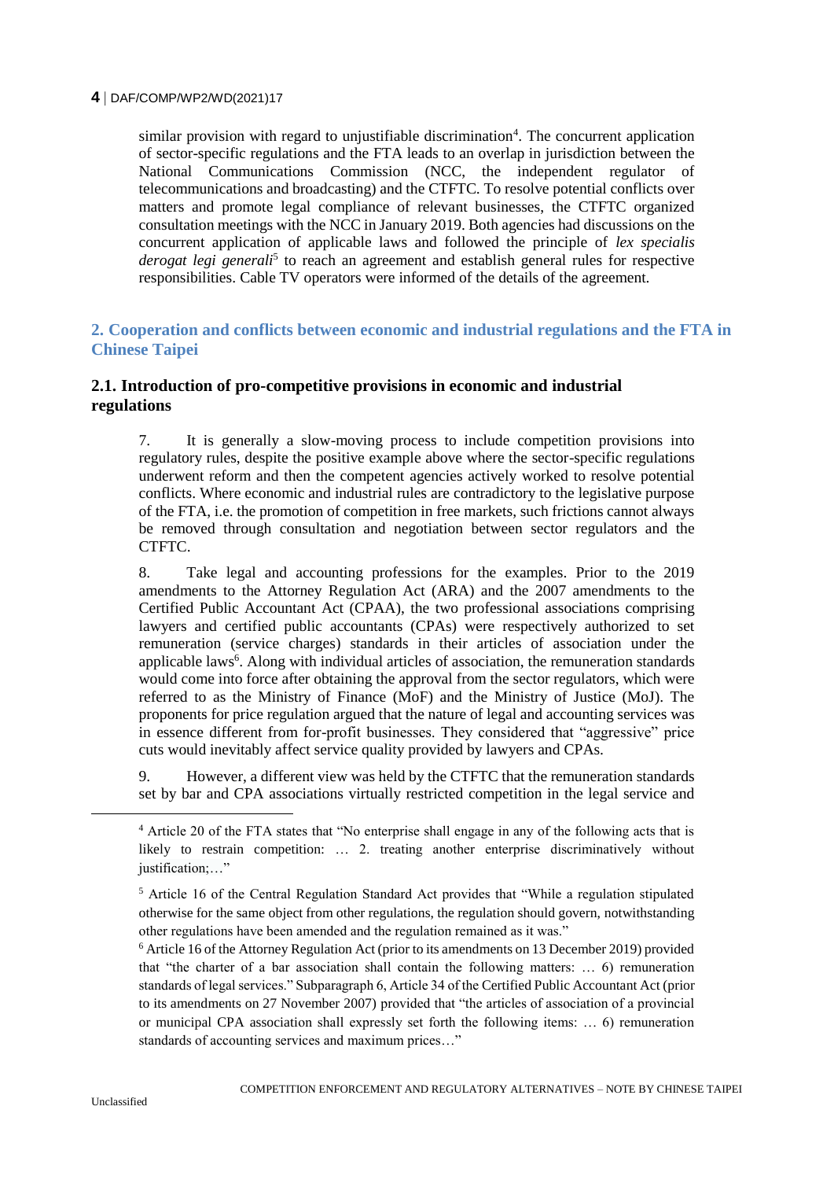similar provision with regard to unjustifiable discrimination[4]. The concurrent application of sector-specific regulations and the FTA leads to an overlap in jurisdiction between the National Communications Commission (NCC, the independent regulator of telecommunications and broadcasting) and the CTFTC. To resolve potential conflicts over matters and promote legal compliance of relevant businesses, the CTFTC organized consultation meetings with the NCC in January 2019. Both agencies had discussions on the concurrent application of applicable laws and followed the principle of *lex specialis derogat legi generali*[5] to reach an agreement and establish general rules for respective responsibilities. Cable TV operators were informed of the details of the agreement.

## 2. Cooperation and conflicts between economic and industrial regulations and the FTA in Chinese Taipei

### 2.1. Introduction of pro-competitive provisions in economic and industrial regulations

7. It is generally a slow-moving process to include competition provisions into regulatory rules, despite the positive example above where the sector-specific regulations underwent reform and then the competent agencies actively worked to resolve potential conflicts. Where economic and industrial rules are contradictory to the legislative purpose of the FTA, i.e. the promotion of competition in free markets, such frictions cannot always be removed through consultation and negotiation between sector regulators and the CTFTC.

8. Take legal and accounting professions for the examples. Prior to the 2019 amendments to the Attorney Regulation Act (ARA) and the 2007 amendments to the Certified Public Accountant Act (CPAA), the two professional associations comprising lawyers and certified public accountants (CPAs) were respectively authorized to set remuneration (service charges) standards in their articles of association under the applicable laws[6]. Along with individual articles of association, the remuneration standards would come into force after obtaining the approval from the sector regulators, which were referred to as the Ministry of Finance (MoF) and the Ministry of Justice (MoJ). The proponents for price regulation argued that the nature of legal and accounting services was in essence different from for-profit businesses. They considered that "aggressive" price cuts would inevitably affect service quality provided by lawyers and CPAs.

9. However, a different view was held by the CTFTC that the remuneration standards set by bar and CPA associations virtually restricted competition in the legal service and

---

[4] Article 20 of the FTA states that "No enterprise shall engage in any of the following acts that is likely to restrain competition: … 2. treating another enterprise discriminatively without justification;…"

[5] Article 16 of the Central Regulation Standard Act provides that "While a regulation stipulated otherwise for the same object from other regulations, the regulation should govern, notwithstanding other regulations have been amended and the regulation remained as it was."

[6] Article 16 of the Attorney Regulation Act (prior to its amendments on 13 December 2019) provided that "the charter of a bar association shall contain the following matters: … 6) remuneration standards of legal services." Subparagraph 6, Article 34 of the Certified Public Accountant Act (prior to its amendments on 27 November 2007) provided that "the articles of association of a provincial or municipal CPA association shall expressly set forth the following items: … 6) remuneration standards of accounting services and maximum prices…"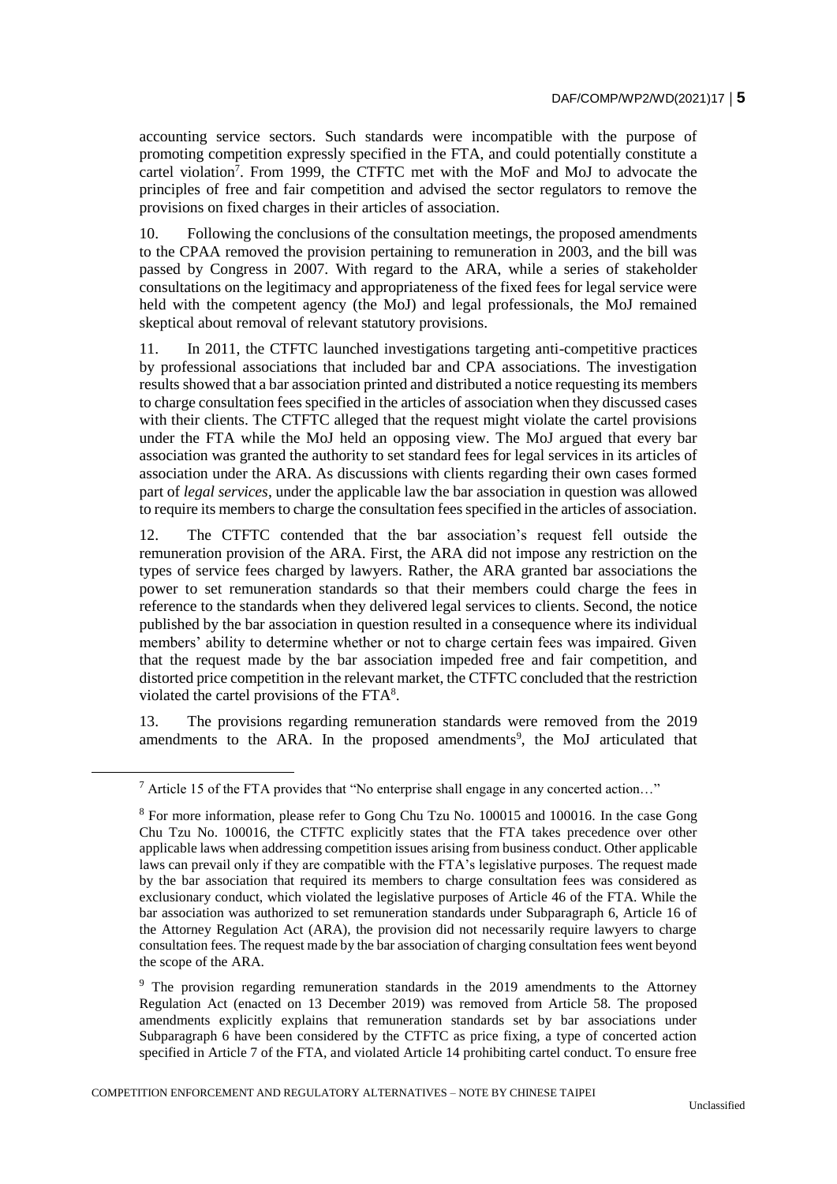accounting service sectors. Such standards were incompatible with the purpose of promoting competition expressly specified in the FTA, and could potentially constitute a cartel violation[7]. From 1999, the CTFTC met with the MoF and MoJ to advocate the principles of free and fair competition and advised the sector regulators to remove the provisions on fixed charges in their articles of association.

10. Following the conclusions of the consultation meetings, the proposed amendments to the CPAA removed the provision pertaining to remuneration in 2003, and the bill was passed by Congress in 2007. With regard to the ARA, while a series of stakeholder consultations on the legitimacy and appropriateness of the fixed fees for legal service were held with the competent agency (the MoJ) and legal professionals, the MoJ remained skeptical about removal of relevant statutory provisions.

11. In 2011, the CTFTC launched investigations targeting anti-competitive practices by professional associations that included bar and CPA associations. The investigation results showed that a bar association printed and distributed a notice requesting its members to charge consultation fees specified in the articles of association when they discussed cases with their clients. The CTFTC alleged that the request might violate the cartel provisions under the FTA while the MoJ held an opposing view. The MoJ argued that every bar association was granted the authority to set standard fees for legal services in its articles of association under the ARA. As discussions with clients regarding their own cases formed part of *legal services*, under the applicable law the bar association in question was allowed to require its members to charge the consultation fees specified in the articles of association.

12. The CTFTC contended that the bar association's request fell outside the remuneration provision of the ARA. First, the ARA did not impose any restriction on the types of service fees charged by lawyers. Rather, the ARA granted bar associations the power to set remuneration standards so that their members could charge the fees in reference to the standards when they delivered legal services to clients. Second, the notice published by the bar association in question resulted in a consequence where its individual members' ability to determine whether or not to charge certain fees was impaired. Given that the request made by the bar association impeded free and fair competition, and distorted price competition in the relevant market, the CTFTC concluded that the restriction violated the cartel provisions of the FTA[8].

13. The provisions regarding remuneration standards were removed from the 2019 amendments to the ARA. In the proposed amendments[9], the MoJ articulated that

---

[7] Article 15 of the FTA provides that "No enterprise shall engage in any concerted action…"

[8] For more information, please refer to Gong Chu Tzu No. 100015 and 100016. In the case Gong Chu Tzu No. 100016, the CTFTC explicitly states that the FTA takes precedence over other applicable laws when addressing competition issues arising from business conduct. Other applicable laws can prevail only if they are compatible with the FTA's legislative purposes. The request made by the bar association that required its members to charge consultation fees was considered as exclusionary conduct, which violated the legislative purposes of Article 46 of the FTA. While the bar association was authorized to set remuneration standards under Subparagraph 6, Article 16 of the Attorney Regulation Act (ARA), the provision did not necessarily require lawyers to charge consultation fees. The request made by the bar association of charging consultation fees went beyond the scope of the ARA.

[9] The provision regarding remuneration standards in the 2019 amendments to the Attorney Regulation Act (enacted on 13 December 2019) was removed from Article 58. The proposed amendments explicitly explains that remuneration standards set by bar associations under Subparagraph 6 have been considered by the CTFTC as price fixing, a type of concerted action specified in Article 7 of the FTA, and violated Article 14 prohibiting cartel conduct. To ensure free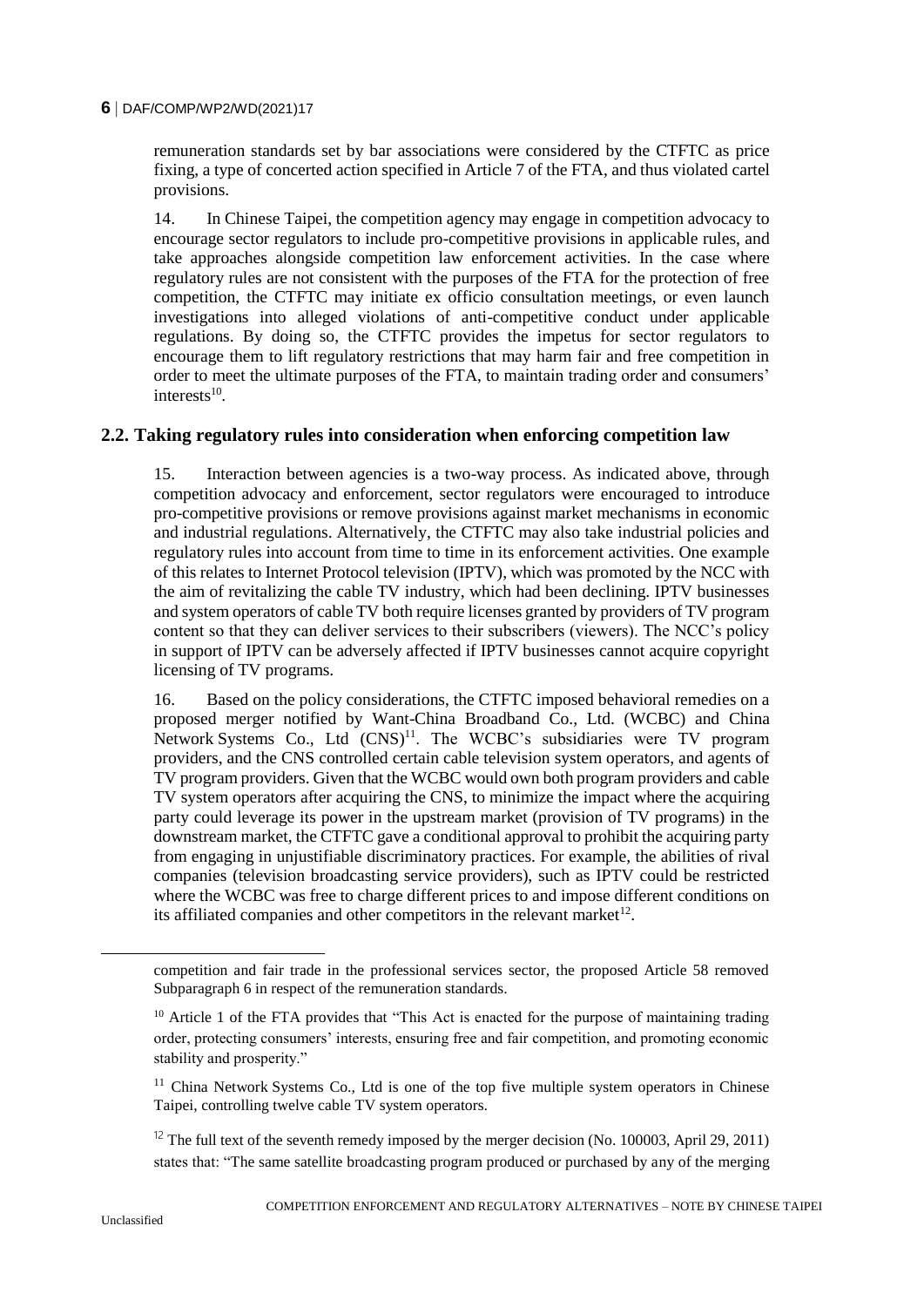remuneration standards set by bar associations were considered by the CTFTC as price fixing, a type of concerted action specified in Article 7 of the FTA, and thus violated cartel provisions.

14. In Chinese Taipei, the competition agency may engage in competition advocacy to encourage sector regulators to include pro-competitive provisions in applicable rules, and take approaches alongside competition law enforcement activities. In the case where regulatory rules are not consistent with the purposes of the FTA for the protection of free competition, the CTFTC may initiate ex officio consultation meetings, or even launch investigations into alleged violations of anti-competitive conduct under applicable regulations. By doing so, the CTFTC provides the impetus for sector regulators to encourage them to lift regulatory restrictions that may harm fair and free competition in order to meet the ultimate purposes of the FTA, to maintain trading order and consumers' interests[10].

## 2.2. Taking regulatory rules into consideration when enforcing competition law

15. Interaction between agencies is a two-way process. As indicated above, through competition advocacy and enforcement, sector regulators were encouraged to introduce pro-competitive provisions or remove provisions against market mechanisms in economic and industrial regulations. Alternatively, the CTFTC may also take industrial policies and regulatory rules into account from time to time in its enforcement activities. One example of this relates to Internet Protocol television (IPTV), which was promoted by the NCC with the aim of revitalizing the cable TV industry, which had been declining. IPTV businesses and system operators of cable TV both require licenses granted by providers of TV program content so that they can deliver services to their subscribers (viewers). The NCC's policy in support of IPTV can be adversely affected if IPTV businesses cannot acquire copyright licensing of TV programs.

16. Based on the policy considerations, the CTFTC imposed behavioral remedies on a proposed merger notified by Want-China Broadband Co., Ltd. (WCBC) and China Network Systems Co., Ltd (CNS)[11]. The WCBC's subsidiaries were TV program providers, and the CNS controlled certain cable television system operators, and agents of TV program providers. Given that the WCBC would own both program providers and cable TV system operators after acquiring the CNS, to minimize the impact where the acquiring party could leverage its power in the upstream market (provision of TV programs) in the downstream market, the CTFTC gave a conditional approval to prohibit the acquiring party from engaging in unjustifiable discriminatory practices. For example, the abilities of rival companies (television broadcasting service providers), such as IPTV could be restricted where the WCBC was free to charge different prices to and impose different conditions on its affiliated companies and other competitors in the relevant market[12].

---

competition and fair trade in the professional services sector, the proposed Article 58 removed Subparagraph 6 in respect of the remuneration standards.

[10] Article 1 of the FTA provides that "This Act is enacted for the purpose of maintaining trading order, protecting consumers' interests, ensuring free and fair competition, and promoting economic stability and prosperity."

[11] China Network Systems Co., Ltd is one of the top five multiple system operators in Chinese Taipei, controlling twelve cable TV system operators.

[12] The full text of the seventh remedy imposed by the merger decision (No. 100003, April 29, 2011) states that: "The same satellite broadcasting program produced or purchased by any of the merging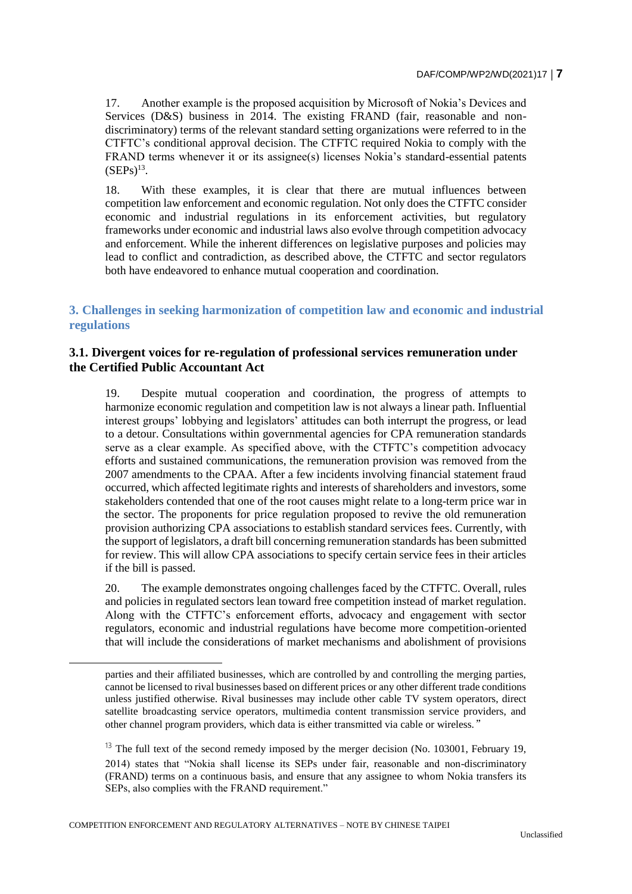17. Another example is the proposed acquisition by Microsoft of Nokia's Devices and Services (D&S) business in 2014. The existing FRAND (fair, reasonable and non-discriminatory) terms of the relevant standard setting organizations were referred to in the CTFTC's conditional approval decision. The CTFTC required Nokia to comply with the FRAND terms whenever it or its assignee(s) licenses Nokia's standard-essential patents (SEPs)[13].

18. With these examples, it is clear that there are mutual influences between competition law enforcement and economic regulation. Not only does the CTFTC consider economic and industrial regulations in its enforcement activities, but regulatory frameworks under economic and industrial laws also evolve through competition advocacy and enforcement. While the inherent differences on legislative purposes and policies may lead to conflict and contradiction, as described above, the CTFTC and sector regulators both have endeavored to enhance mutual cooperation and coordination.

## 3. Challenges in seeking harmonization of competition law and economic and industrial regulations

### 3.1. Divergent voices for re-regulation of professional services remuneration under the Certified Public Accountant Act

19. Despite mutual cooperation and coordination, the progress of attempts to harmonize economic regulation and competition law is not always a linear path. Influential interest groups' lobbying and legislators' attitudes can both interrupt the progress, or lead to a detour. Consultations within governmental agencies for CPA remuneration standards serve as a clear example. As specified above, with the CTFTC's competition advocacy efforts and sustained communications, the remuneration provision was removed from the 2007 amendments to the CPAA. After a few incidents involving financial statement fraud occurred, which affected legitimate rights and interests of shareholders and investors, some stakeholders contended that one of the root causes might relate to a long-term price war in the sector. The proponents for price regulation proposed to revive the old remuneration provision authorizing CPA associations to establish standard services fees. Currently, with the support of legislators, a draft bill concerning remuneration standards has been submitted for review. This will allow CPA associations to specify certain service fees in their articles if the bill is passed.

20. The example demonstrates ongoing challenges faced by the CTFTC. Overall, rules and policies in regulated sectors lean toward free competition instead of market regulation. Along with the CTFTC's enforcement efforts, advocacy and engagement with sector regulators, economic and industrial regulations have become more competition-oriented that will include the considerations of market mechanisms and abolishment of provisions

---

parties and their affiliated businesses, which are controlled by and controlling the merging parties, cannot be licensed to rival businesses based on different prices or any other different trade conditions unless justified otherwise. Rival businesses may include other cable TV system operators, direct satellite broadcasting service operators, multimedia content transmission service providers, and other channel program providers, which data is either transmitted via cable or wireless."

[13] The full text of the second remedy imposed by the merger decision (No. 103001, February 19, 2014) states that "Nokia shall license its SEPs under fair, reasonable and non-discriminatory (FRAND) terms on a continuous basis, and ensure that any assignee to whom Nokia transfers its SEPs, also complies with the FRAND requirement."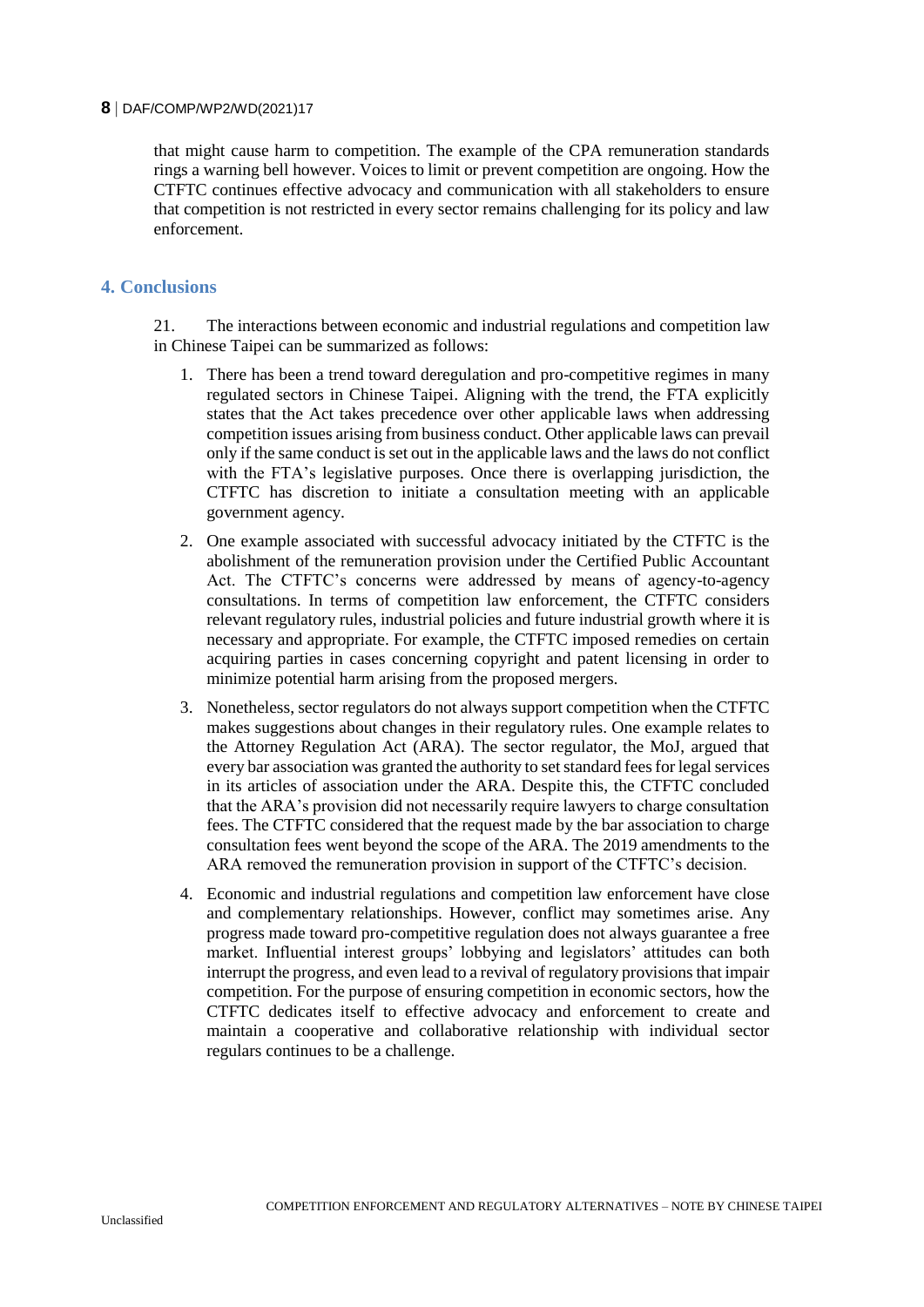that might cause harm to competition. The example of the CPA remuneration standards rings a warning bell however. Voices to limit or prevent competition are ongoing. How the CTFTC continues effective advocacy and communication with all stakeholders to ensure that competition is not restricted in every sector remains challenging for its policy and law enforcement.

## 4. Conclusions

21. The interactions between economic and industrial regulations and competition law in Chinese Taipei can be summarized as follows:

1. There has been a trend toward deregulation and pro-competitive regimes in many regulated sectors in Chinese Taipei. Aligning with the trend, the FTA explicitly states that the Act takes precedence over other applicable laws when addressing competition issues arising from business conduct. Other applicable laws can prevail only if the same conduct is set out in the applicable laws and the laws do not conflict with the FTA's legislative purposes. Once there is overlapping jurisdiction, the CTFTC has discretion to initiate a consultation meeting with an applicable government agency.

2. One example associated with successful advocacy initiated by the CTFTC is the abolishment of the remuneration provision under the Certified Public Accountant Act. The CTFTC's concerns were addressed by means of agency-to-agency consultations. In terms of competition law enforcement, the CTFTC considers relevant regulatory rules, industrial policies and future industrial growth where it is necessary and appropriate. For example, the CTFTC imposed remedies on certain acquiring parties in cases concerning copyright and patent licensing in order to minimize potential harm arising from the proposed mergers.

3. Nonetheless, sector regulators do not always support competition when the CTFTC makes suggestions about changes in their regulatory rules. One example relates to the Attorney Regulation Act (ARA). The sector regulator, the MoJ, argued that every bar association was granted the authority to set standard fees for legal services in its articles of association under the ARA. Despite this, the CTFTC concluded that the ARA's provision did not necessarily require lawyers to charge consultation fees. The CTFTC considered that the request made by the bar association to charge consultation fees went beyond the scope of the ARA. The 2019 amendments to the ARA removed the remuneration provision in support of the CTFTC's decision.

4. Economic and industrial regulations and competition law enforcement have close and complementary relationships. However, conflict may sometimes arise. Any progress made toward pro-competitive regulation does not always guarantee a free market. Influential interest groups' lobbying and legislators' attitudes can both interrupt the progress, and even lead to a revival of regulatory provisions that impair competition. For the purpose of ensuring competition in economic sectors, how the CTFTC dedicates itself to effective advocacy and enforcement to create and maintain a cooperative and collaborative relationship with individual sector regulars continues to be a challenge.